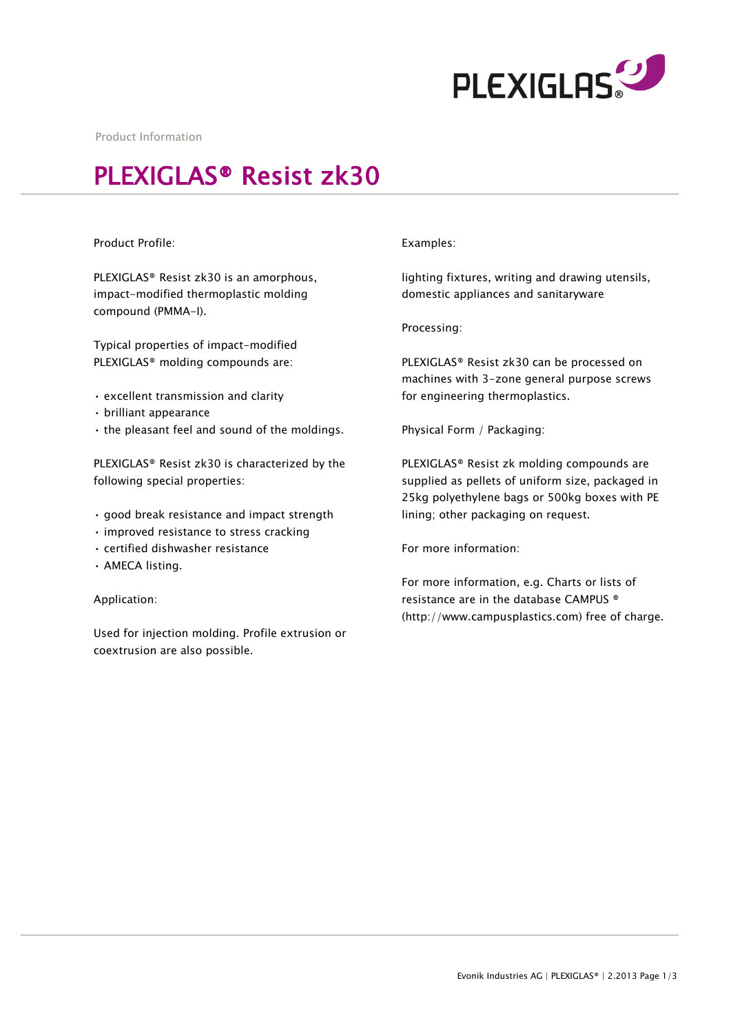Product Information

# PLEXIGLAS® Resist zk30

Product Profile:

PLEXIGLAS® Resist zk30 is an amorphous, impact-modified thermoplastic molding compound (PMMA-I).

Typical properties of impact-modified PLEXIGLAS® molding compounds are:

- excellent transmission and clarity
- brilliant appearance
- the pleasant feel and sound of the moldings.

PLEXIGLAS® Resist zk30 is characterized by the following special properties:

- good break resistance and impact strength
- improved resistance to stress cracking
- certified dishwasher resistance
- AMECA listing.

Application:

Used for injection molding. Profile extrusion or coextrusion are also possible.

Examples:

lighting fixtures, writing and drawing utensils, domestic appliances and sanitaryware

Processing:

PLEXIGLAS® Resist zk30 can be processed on machines with 3-zone general purpose screws for engineering thermoplastics.

Physical Form / Packaging:

PLEXIGLAS® Resist zk molding compounds are supplied as pellets of uniform size, packaged in 25kg polyethylene bags or 500kg boxes with PE lining; other packaging on request.

For more information:

For more information, e.g. Charts or lists of resistance are in the database CAMPUS ® (http://www.campusplastics.com) free of charge.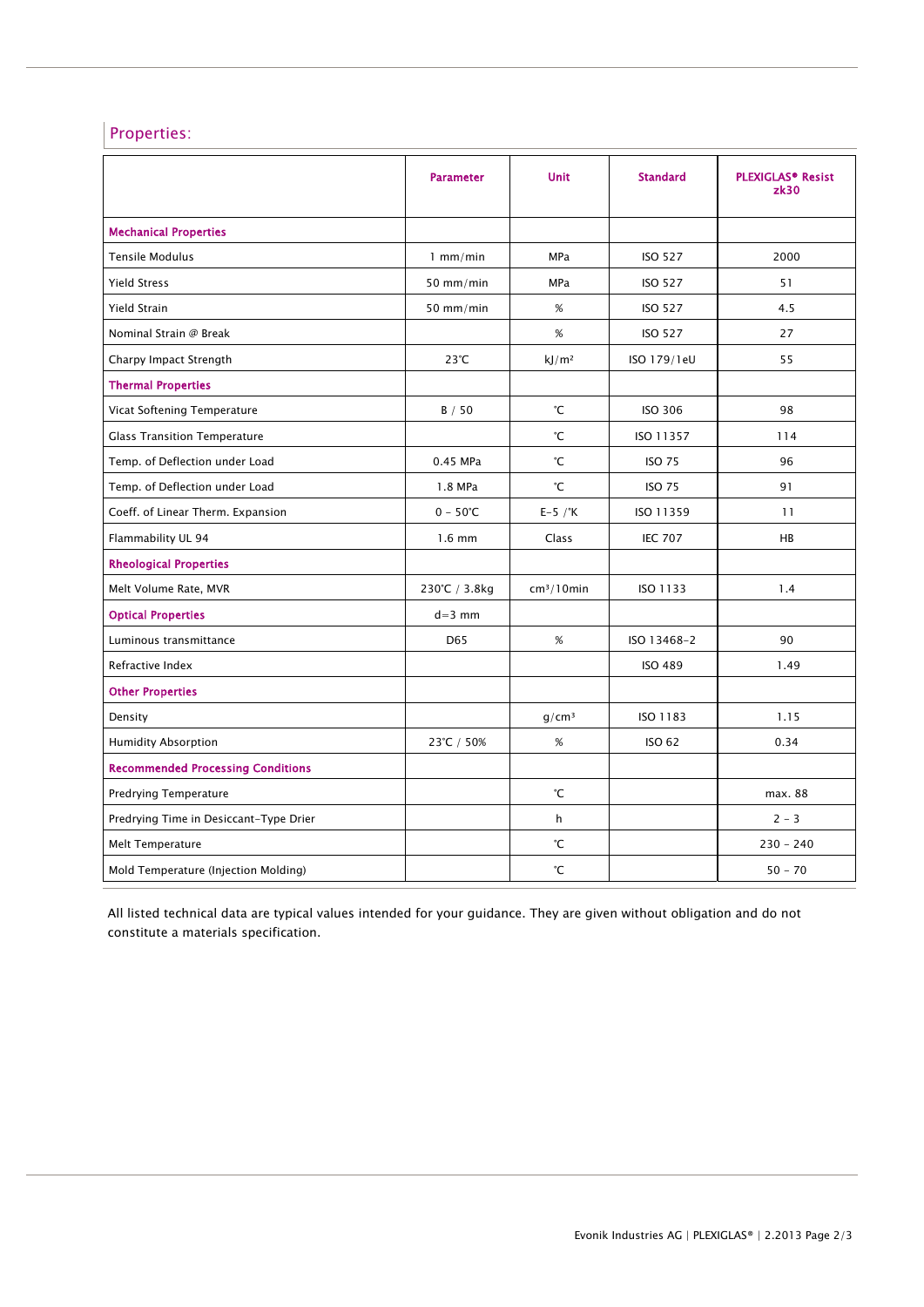## Properties:

| | Parameter | Unit | Standard | PLEXIGLAS® Resist zk30 |
|---|---|---|---|---|
| **Mechanical Properties** | | | | |
| Tensile Modulus | 1 mm/min | MPa | ISO 527 | 2000 |
| Yield Stress | 50 mm/min | MPa | ISO 527 | 51 |
| Yield Strain | 50 mm/min | % | ISO 527 | 4.5 |
| Nominal Strain @ Break | | % | ISO 527 | 27 |
| Charpy Impact Strength | 23°C | kJ/m² | ISO 179/1eU | 55 |
| **Thermal Properties** | | | | |
| Vicat Softening Temperature | B / 50 | °C | ISO 306 | 98 |
| Glass Transition Temperature | | °C | ISO 11357 | 114 |
| Temp. of Deflection under Load | 0.45 MPa | °C | ISO 75 | 96 |
| Temp. of Deflection under Load | 1.8 MPa | °C | ISO 75 | 91 |
| Coeff. of Linear Therm. Expansion | 0 - 50°C | E-5 /°K | ISO 11359 | 11 |
| Flammability UL 94 | 1.6 mm | Class | IEC 707 | HB |
| **Rheological Properties** | | | | |
| Melt Volume Rate, MVR | 230°C / 3.8kg | cm³/10min | ISO 1133 | 1.4 |
| **Optical Properties** | d=3 mm | | | |
| Luminous transmittance | D65 | % | ISO 13468-2 | 90 |
| Refractive Index | | | ISO 489 | 1.49 |
| **Other Properties** | | | | |
| Density | | g/cm³ | ISO 1183 | 1.15 |
| Humidity Absorption | 23°C / 50% | % | ISO 62 | 0.34 |
| **Recommended Processing Conditions** | | | | |
| Predrying Temperature | | °C | | max. 88 |
| Predrying Time in Desiccant-Type Drier | | h | | 2 - 3 |
| Melt Temperature | | °C | | 230 - 240 |
| Mold Temperature (Injection Molding) | | °C | | 50 - 70 |

All listed technical data are typical values intended for your guidance. They are given without obligation and do not constitute a materials specification.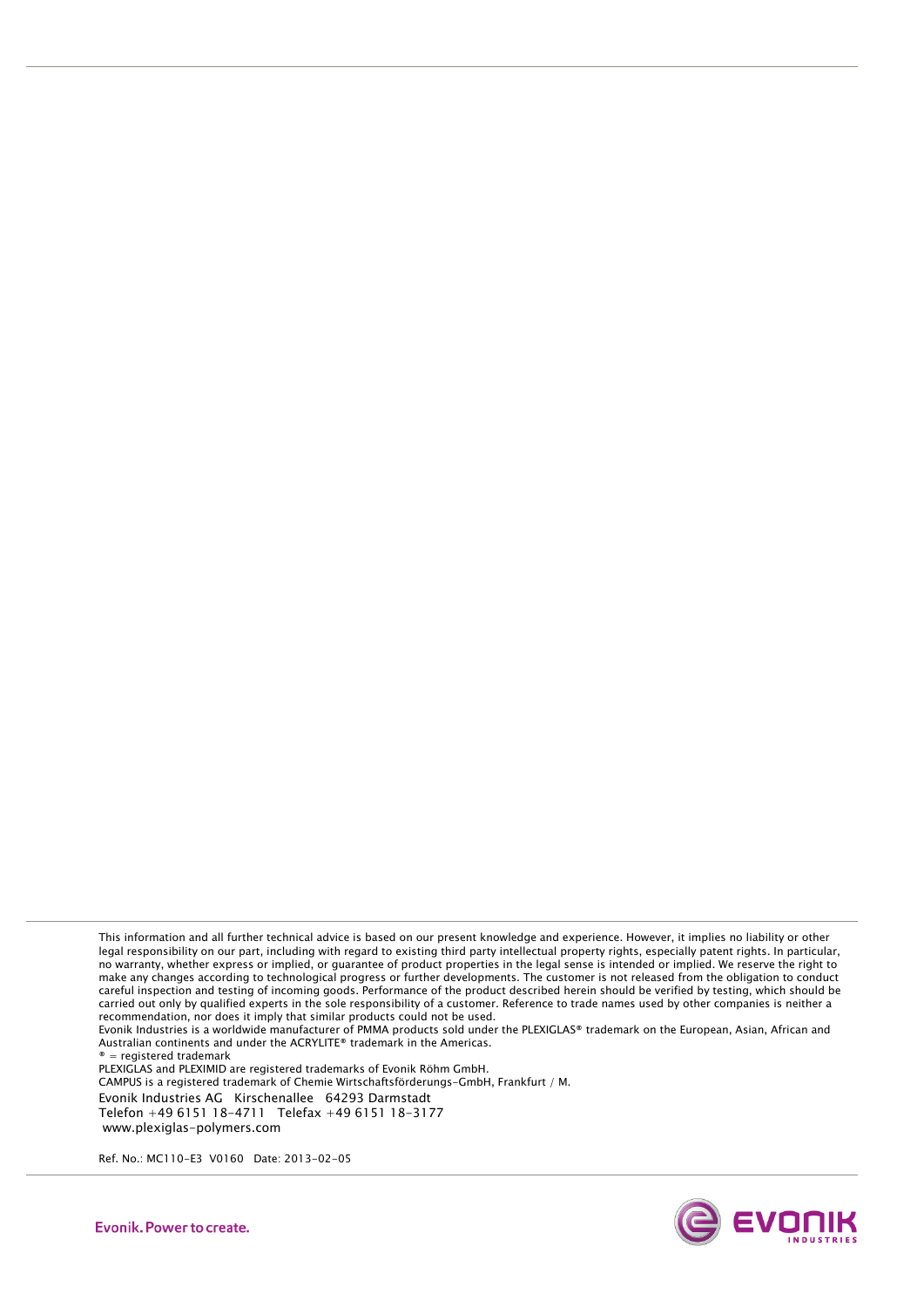This information and all further technical advice is based on our present knowledge and experience. However, it implies no liability or other legal responsibility on our part, including with regard to existing third party intellectual property rights, especially patent rights. In particular, no warranty, whether express or implied, or guarantee of product properties in the legal sense is intended or implied. We reserve the right to make any changes according to technological progress or further developments. The customer is not released from the obligation to conduct careful inspection and testing of incoming goods. Performance of the product described herein should be verified by testing, which should be carried out only by qualified experts in the sole responsibility of a customer. Reference to trade names used by other companies is neither a recommendation, nor does it imply that similar products could not be used.

Evonik Industries is a worldwide manufacturer of PMMA products sold under the PLEXIGLAS® trademark on the European, Asian, African and Australian continents and under the ACRYLITE® trademark in the Americas.

® = registered trademark

PLEXIGLAS and PLEXIMID are registered trademarks of Evonik Röhm GmbH.

CAMPUS is a registered trademark of Chemie Wirtschaftsförderungs-GmbH, Frankfurt / M.

Evonik Industries AG   Kirschenallee   64293 Darmstadt
Telefon +49 6151 18-4711   Telefax +49 6151 18-3177
www.plexiglas-polymers.com

Ref. No.: MC110-E3  V0160   Date: 2013-02-05

Evonik. Power to create.

EVONIK INDUSTRIES